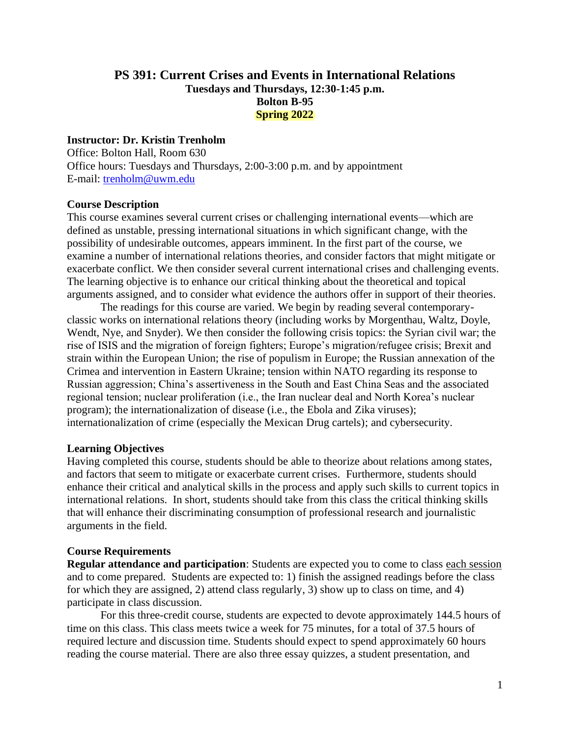# PS 391: Current Crises and Events in International Relations

**Tuesdays and Thursdays, 12:30-1:45 p.m.**
**Bolton B-95**
**Spring 2022**

**Instructor: Dr. Kristin Trenholm**
Office: Bolton Hall, Room 630
Office hours: Tuesdays and Thursdays, 2:00-3:00 p.m. and by appointment
E-mail: trenholm@uwm.edu

## Course Description

This course examines several current crises or challenging international events—which are defined as unstable, pressing international situations in which significant change, with the possibility of undesirable outcomes, appears imminent. In the first part of the course, we examine a number of international relations theories, and consider factors that might mitigate or exacerbate conflict. We then consider several current international crises and challenging events. The learning objective is to enhance our critical thinking about the theoretical and topical arguments assigned, and to consider what evidence the authors offer in support of their theories.

The readings for this course are varied. We begin by reading several contemporary-classic works on international relations theory (including works by Morgenthau, Waltz, Doyle, Wendt, Nye, and Snyder). We then consider the following crisis topics: the Syrian civil war; the rise of ISIS and the migration of foreign fighters; Europe's migration/refugee crisis; Brexit and strain within the European Union; the rise of populism in Europe; the Russian annexation of the Crimea and intervention in Eastern Ukraine; tension within NATO regarding its response to Russian aggression; China's assertiveness in the South and East China Seas and the associated regional tension; nuclear proliferation (i.e., the Iran nuclear deal and North Korea's nuclear program); the internationalization of disease (i.e., the Ebola and Zika viruses); internationalization of crime (especially the Mexican Drug cartels); and cybersecurity.

## Learning Objectives

Having completed this course, students should be able to theorize about relations among states, and factors that seem to mitigate or exacerbate current crises. Furthermore, students should enhance their critical and analytical skills in the process and apply such skills to current topics in international relations. In short, students should take from this class the critical thinking skills that will enhance their discriminating consumption of professional research and journalistic arguments in the field.

## Course Requirements

**Regular attendance and participation**: Students are expected you to come to class each session and to come prepared. Students are expected to: 1) finish the assigned readings before the class for which they are assigned, 2) attend class regularly, 3) show up to class on time, and 4) participate in class discussion.

For this three-credit course, students are expected to devote approximately 144.5 hours of time on this class. This class meets twice a week for 75 minutes, for a total of 37.5 hours of required lecture and discussion time. Students should expect to spend approximately 60 hours reading the course material. There are also three essay quizzes, a student presentation, and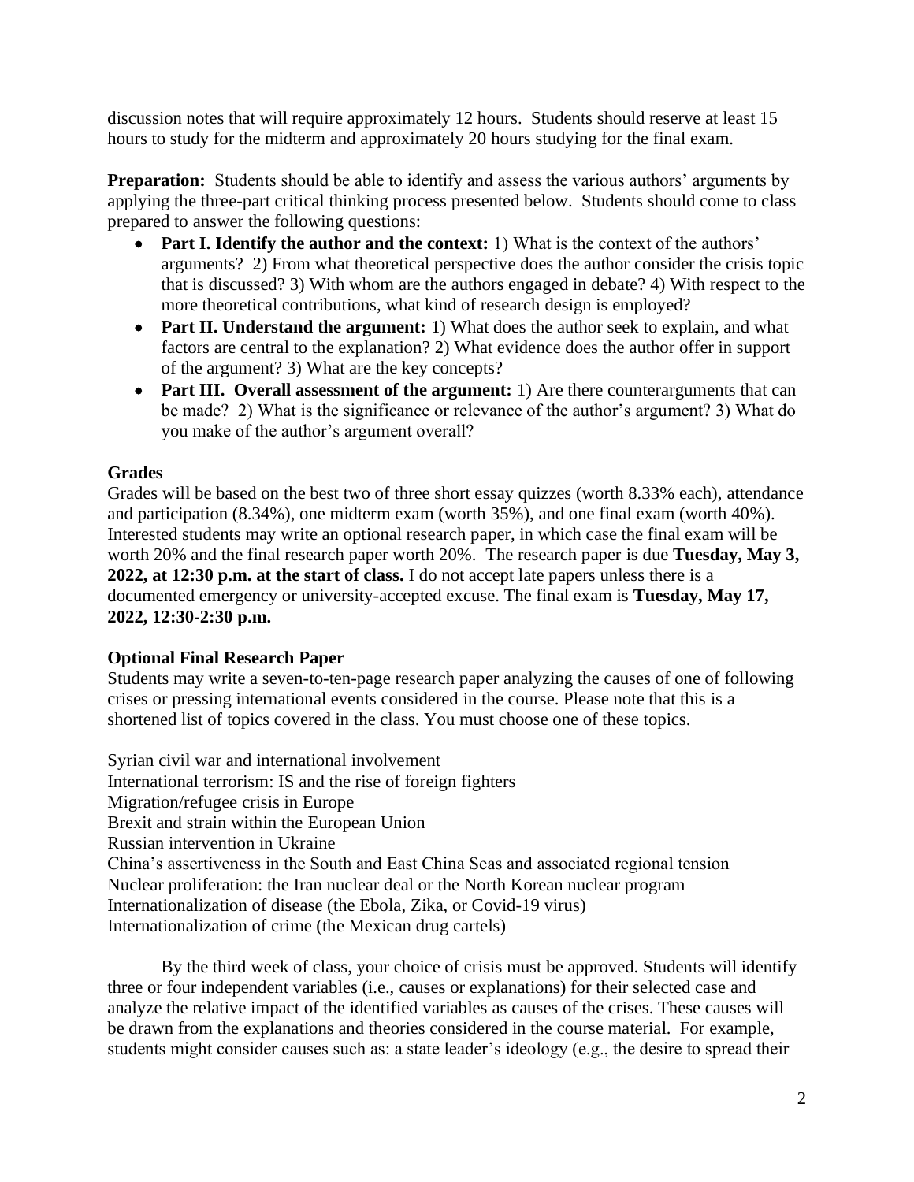discussion notes that will require approximately 12 hours. Students should reserve at least 15 hours to study for the midterm and approximately 20 hours studying for the final exam.

**Preparation:** Students should be able to identify and assess the various authors' arguments by applying the three-part critical thinking process presented below. Students should come to class prepared to answer the following questions:

- **Part I. Identify the author and the context:** 1) What is the context of the authors' arguments? 2) From what theoretical perspective does the author consider the crisis topic that is discussed? 3) With whom are the authors engaged in debate? 4) With respect to the more theoretical contributions, what kind of research design is employed?
- **Part II. Understand the argument:** 1) What does the author seek to explain, and what factors are central to the explanation? 2) What evidence does the author offer in support of the argument? 3) What are the key concepts?
- **Part III. Overall assessment of the argument:** 1) Are there counterarguments that can be made? 2) What is the significance or relevance of the author's argument? 3) What do you make of the author's argument overall?

**Grades**

Grades will be based on the best two of three short essay quizzes (worth 8.33% each), attendance and participation (8.34%), one midterm exam (worth 35%), and one final exam (worth 40%). Interested students may write an optional research paper, in which case the final exam will be worth 20% and the final research paper worth 20%. The research paper is due **Tuesday, May 3, 2022, at 12:30 p.m. at the start of class.** I do not accept late papers unless there is a documented emergency or university-accepted excuse. The final exam is **Tuesday, May 17, 2022, 12:30-2:30 p.m.**

**Optional Final Research Paper**

Students may write a seven-to-ten-page research paper analyzing the causes of one of following crises or pressing international events considered in the course. Please note that this is a shortened list of topics covered in the class. You must choose one of these topics.

Syrian civil war and international involvement
International terrorism: IS and the rise of foreign fighters
Migration/refugee crisis in Europe
Brexit and strain within the European Union
Russian intervention in Ukraine
China's assertiveness in the South and East China Seas and associated regional tension
Nuclear proliferation: the Iran nuclear deal or the North Korean nuclear program
Internationalization of disease (the Ebola, Zika, or Covid-19 virus)
Internationalization of crime (the Mexican drug cartels)

By the third week of class, your choice of crisis must be approved. Students will identify three or four independent variables (i.e., causes or explanations) for their selected case and analyze the relative impact of the identified variables as causes of the crises. These causes will be drawn from the explanations and theories considered in the course material. For example, students might consider causes such as: a state leader's ideology (e.g., the desire to spread their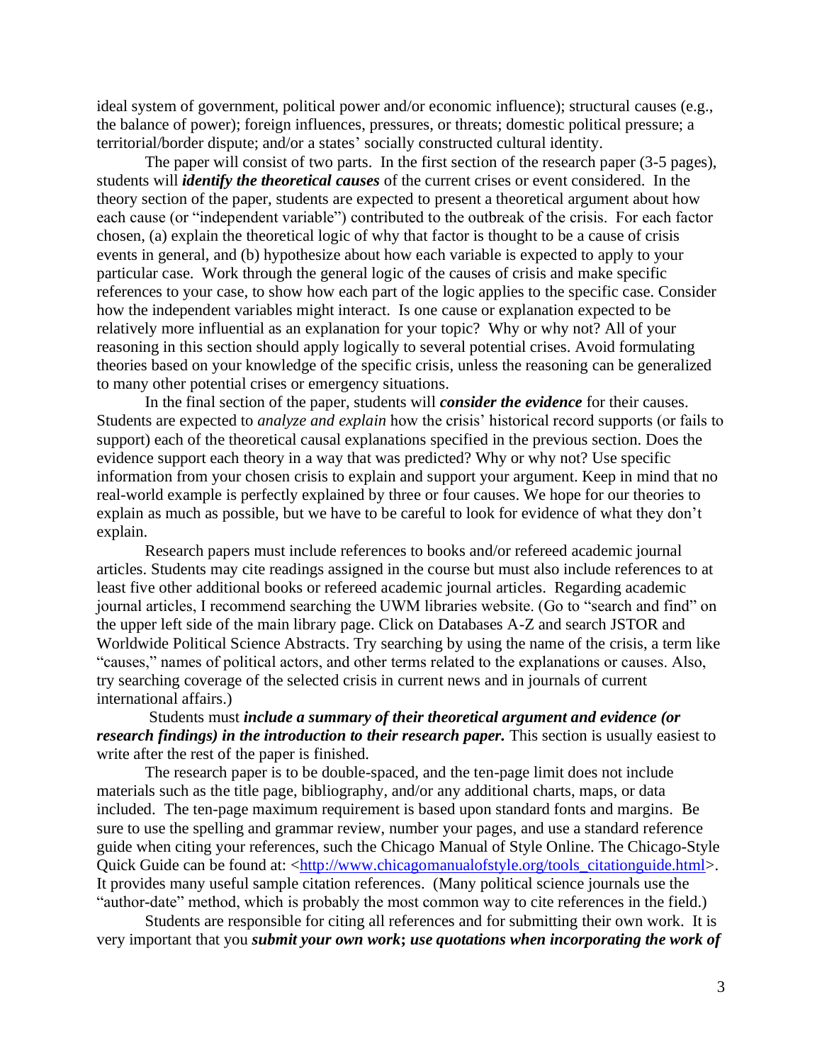ideal system of government, political power and/or economic influence); structural causes (e.g., the balance of power); foreign influences, pressures, or threats; domestic political pressure; a territorial/border dispute; and/or a states' socially constructed cultural identity.

The paper will consist of two parts. In the first section of the research paper (3-5 pages), students will ***identify the theoretical causes*** of the current crises or event considered. In the theory section of the paper, students are expected to present a theoretical argument about how each cause (or "independent variable") contributed to the outbreak of the crisis. For each factor chosen, (a) explain the theoretical logic of why that factor is thought to be a cause of crisis events in general, and (b) hypothesize about how each variable is expected to apply to your particular case. Work through the general logic of the causes of crisis and make specific references to your case, to show how each part of the logic applies to the specific case. Consider how the independent variables might interact. Is one cause or explanation expected to be relatively more influential as an explanation for your topic? Why or why not? All of your reasoning in this section should apply logically to several potential crises. Avoid formulating theories based on your knowledge of the specific crisis, unless the reasoning can be generalized to many other potential crises or emergency situations.

In the final section of the paper, students will ***consider the evidence*** for their causes. Students are expected to *analyze and explain* how the crisis' historical record supports (or fails to support) each of the theoretical causal explanations specified in the previous section. Does the evidence support each theory in a way that was predicted? Why or why not? Use specific information from your chosen crisis to explain and support your argument. Keep in mind that no real-world example is perfectly explained by three or four causes. We hope for our theories to explain as much as possible, but we have to be careful to look for evidence of what they don't explain.

Research papers must include references to books and/or refereed academic journal articles. Students may cite readings assigned in the course but must also include references to at least five other additional books or refereed academic journal articles. Regarding academic journal articles, I recommend searching the UWM libraries website. (Go to "search and find" on the upper left side of the main library page. Click on Databases A-Z and search JSTOR and Worldwide Political Science Abstracts. Try searching by using the name of the crisis, a term like "causes," names of political actors, and other terms related to the explanations or causes. Also, try searching coverage of the selected crisis in current news and in journals of current international affairs.)

Students must ***include a summary of their theoretical argument and evidence (or research findings) in the introduction to their research paper.*** This section is usually easiest to write after the rest of the paper is finished.

The research paper is to be double-spaced, and the ten-page limit does not include materials such as the title page, bibliography, and/or any additional charts, maps, or data included. The ten-page maximum requirement is based upon standard fonts and margins. Be sure to use the spelling and grammar review, number your pages, and use a standard reference guide when citing your references, such the Chicago Manual of Style Online. The Chicago-Style Quick Guide can be found at: <http://www.chicagomanualofstyle.org/tools_citationguide.html>. It provides many useful sample citation references. (Many political science journals use the "author-date" method, which is probably the most common way to cite references in the field.)

Students are responsible for citing all references and for submitting their own work. It is very important that you ***submit your own work; use quotations when incorporating the work of***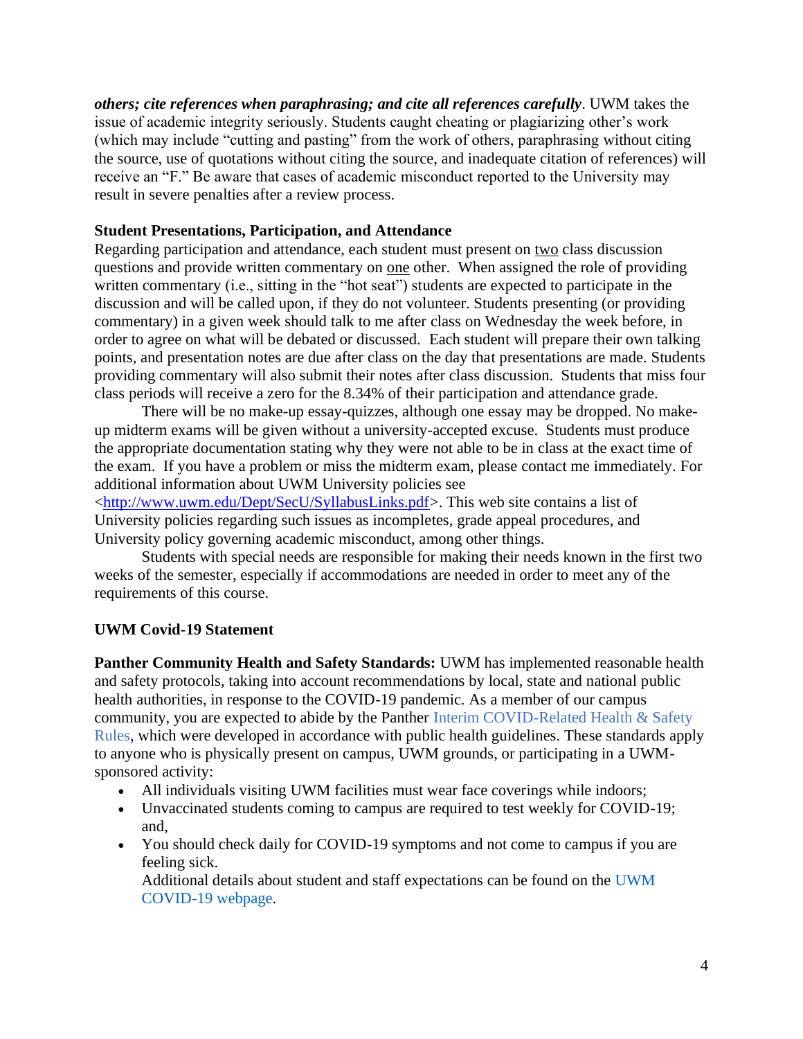***others; cite references when paraphrasing; and cite all references carefully***. UWM takes the issue of academic integrity seriously. Students caught cheating or plagiarizing other's work (which may include "cutting and pasting" from the work of others, paraphrasing without citing the source, use of quotations without citing the source, and inadequate citation of references) will receive an "F." Be aware that cases of academic misconduct reported to the University may result in severe penalties after a review process.

**Student Presentations, Participation, and Attendance**

Regarding participation and attendance, each student must present on <u>two</u> class discussion questions and provide written commentary on <u>one</u> other. When assigned the role of providing written commentary (i.e., sitting in the "hot seat") students are expected to participate in the discussion and will be called upon, if they do not volunteer. Students presenting (or providing commentary) in a given week should talk to me after class on Wednesday the week before, in order to agree on what will be debated or discussed. Each student will prepare their own talking points, and presentation notes are due after class on the day that presentations are made. Students providing commentary will also submit their notes after class discussion. Students that miss four class periods will receive a zero for the 8.34% of their participation and attendance grade.

There will be no make-up essay-quizzes, although one essay may be dropped. No make-up midterm exams will be given without a university-accepted excuse. Students must produce the appropriate documentation stating why they were not able to be in class at the exact time of the exam. If you have a problem or miss the midterm exam, please contact me immediately. For additional information about UWM University policies see <http://www.uwm.edu/Dept/SecU/SyllabusLinks.pdf>. This web site contains a list of University policies regarding such issues as incompletes, grade appeal procedures, and University policy governing academic misconduct, among other things.

Students with special needs are responsible for making their needs known in the first two weeks of the semester, especially if accommodations are needed in order to meet any of the requirements of this course.

**UWM Covid-19 Statement**

**Panther Community Health and Safety Standards:** UWM has implemented reasonable health and safety protocols, taking into account recommendations by local, state and national public health authorities, in response to the COVID-19 pandemic. As a member of our campus community, you are expected to abide by the Panther Interim COVID-Related Health & Safety Rules, which were developed in accordance with public health guidelines. These standards apply to anyone who is physically present on campus, UWM grounds, or participating in a UWM-sponsored activity:

- All individuals visiting UWM facilities must wear face coverings while indoors;
- Unvaccinated students coming to campus are required to test weekly for COVID-19; and,
- You should check daily for COVID-19 symptoms and not come to campus if you are feeling sick.
  Additional details about student and staff expectations can be found on the UWM COVID-19 webpage.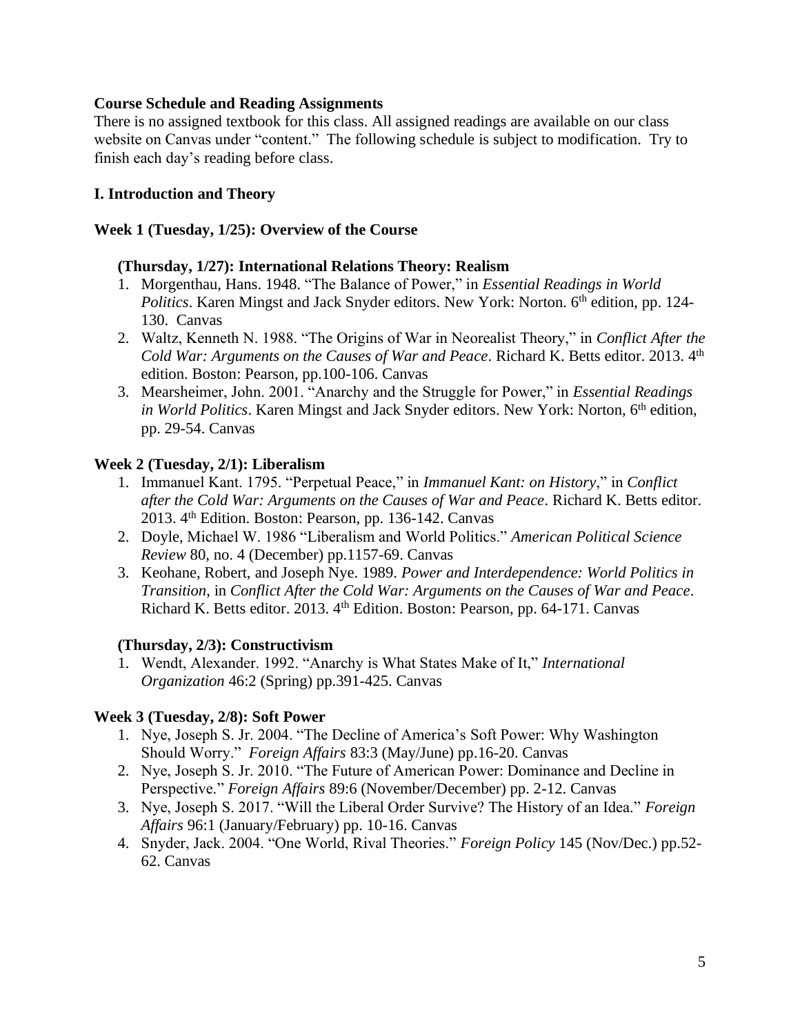**Course Schedule and Reading Assignments**

There is no assigned textbook for this class. All assigned readings are available on our class website on Canvas under "content." The following schedule is subject to modification. Try to finish each day's reading before class.

## I. Introduction and Theory

### Week 1 (Tuesday, 1/25): Overview of the Course

#### (Thursday, 1/27): International Relations Theory: Realism

1. Morgenthau, Hans. 1948. "The Balance of Power," in *Essential Readings in World Politics*. Karen Mingst and Jack Snyder editors. New York: Norton. 6th edition, pp. 124-130. Canvas
2. Waltz, Kenneth N. 1988. "The Origins of War in Neorealist Theory," in *Conflict After the Cold War: Arguments on the Causes of War and Peace*. Richard K. Betts editor. 2013. 4th edition. Boston: Pearson, pp.100-106. Canvas
3. Mearsheimer, John. 2001. "Anarchy and the Struggle for Power," in *Essential Readings in World Politics*. Karen Mingst and Jack Snyder editors. New York: Norton, 6th edition, pp. 29-54. Canvas

### Week 2 (Tuesday, 2/1): Liberalism

1. Immanuel Kant. 1795. "Perpetual Peace," in *Immanuel Kant: on History*," in *Conflict after the Cold War: Arguments on the Causes of War and Peace*. Richard K. Betts editor. 2013. 4th Edition. Boston: Pearson, pp. 136-142. Canvas
2. Doyle, Michael W. 1986 "Liberalism and World Politics." *American Political Science Review* 80, no. 4 (December) pp.1157-69. Canvas
3. Keohane, Robert, and Joseph Nye. 1989. *Power and Interdependence: World Politics in Transition*, in *Conflict After the Cold War: Arguments on the Causes of War and Peace*. Richard K. Betts editor. 2013. 4th Edition. Boston: Pearson, pp. 64-171. Canvas

#### (Thursday, 2/3): Constructivism

1. Wendt, Alexander. 1992. "Anarchy is What States Make of It," *International Organization* 46:2 (Spring) pp.391-425. Canvas

### Week 3 (Tuesday, 2/8): Soft Power

1. Nye, Joseph S. Jr. 2004. "The Decline of America's Soft Power: Why Washington Should Worry." *Foreign Affairs* 83:3 (May/June) pp.16-20. Canvas
2. Nye, Joseph S. Jr. 2010. "The Future of American Power: Dominance and Decline in Perspective." *Foreign Affairs* 89:6 (November/December) pp. 2-12. Canvas
3. Nye, Joseph S. 2017. "Will the Liberal Order Survive? The History of an Idea." *Foreign Affairs* 96:1 (January/February) pp. 10-16. Canvas
4. Snyder, Jack. 2004. "One World, Rival Theories." *Foreign Policy* 145 (Nov/Dec.) pp.52-62. Canvas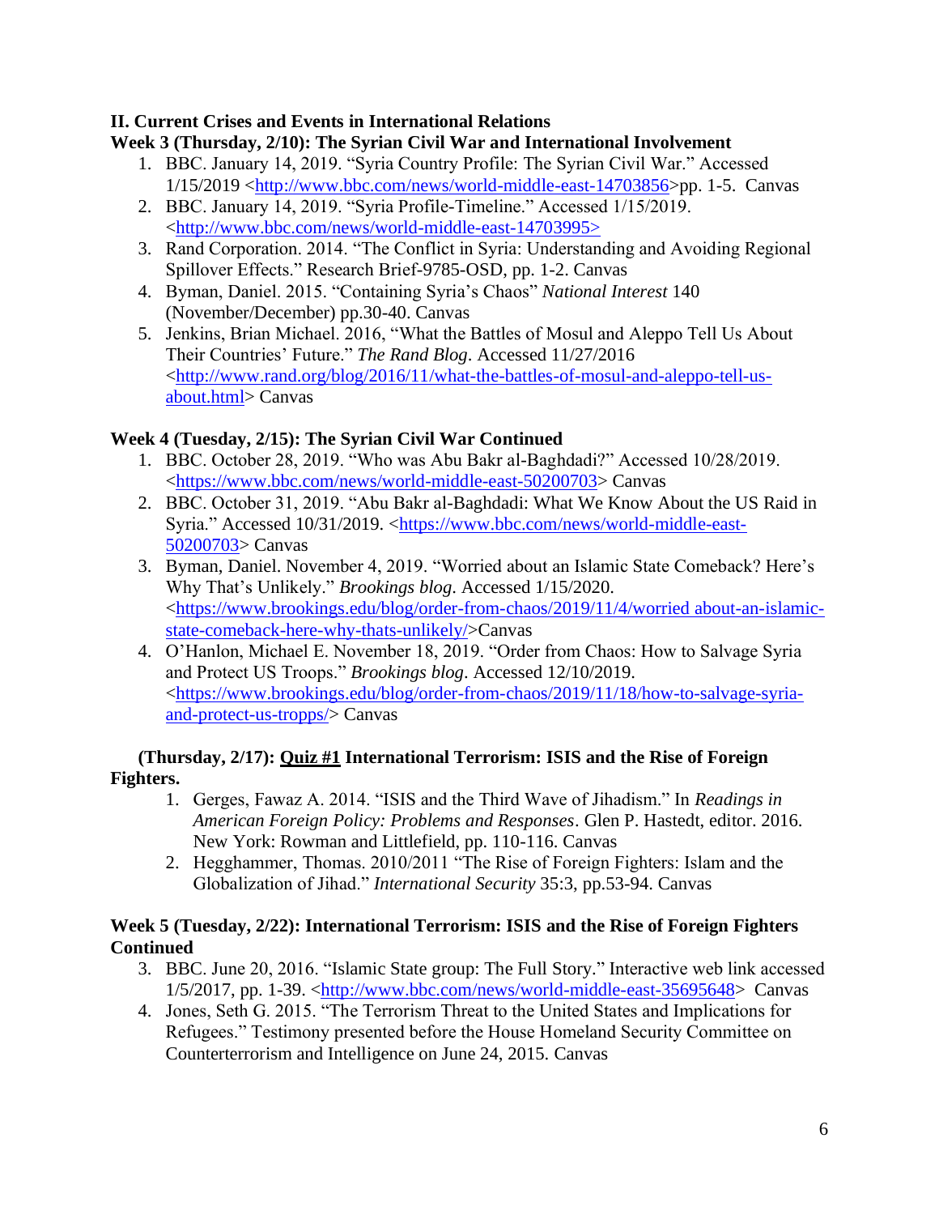**II. Current Crises and Events in International Relations**

**Week 3 (Thursday, 2/10): The Syrian Civil War and International Involvement**

1. BBC. January 14, 2019. "Syria Country Profile: The Syrian Civil War." Accessed 1/15/2019 <http://www.bbc.com/news/world-middle-east-14703856>pp. 1-5. Canvas
2. BBC. January 14, 2019. "Syria Profile-Timeline." Accessed 1/15/2019. <http://www.bbc.com/news/world-middle-east-14703995>
3. Rand Corporation. 2014. "The Conflict in Syria: Understanding and Avoiding Regional Spillover Effects." Research Brief-9785-OSD, pp. 1-2. Canvas
4. Byman, Daniel. 2015. "Containing Syria's Chaos" *National Interest* 140 (November/December) pp.30-40. Canvas
5. Jenkins, Brian Michael. 2016, "What the Battles of Mosul and Aleppo Tell Us About Their Countries' Future." *The Rand Blog*. Accessed 11/27/2016 <http://www.rand.org/blog/2016/11/what-the-battles-of-mosul-and-aleppo-tell-us-about.html> Canvas

**Week 4 (Tuesday, 2/15): The Syrian Civil War Continued**

1. BBC. October 28, 2019. "Who was Abu Bakr al-Baghdadi?" Accessed 10/28/2019. <https://www.bbc.com/news/world-middle-east-50200703> Canvas
2. BBC. October 31, 2019. "Abu Bakr al-Baghdadi: What We Know About the US Raid in Syria." Accessed 10/31/2019. <https://www.bbc.com/news/world-middle-east-50200703> Canvas
3. Byman, Daniel. November 4, 2019. "Worried about an Islamic State Comeback? Here's Why That's Unlikely." *Brookings blog*. Accessed 1/15/2020. <https://www.brookings.edu/blog/order-from-chaos/2019/11/4/worried about-an-islamic-state-comeback-here-why-thats-unlikely/>Canvas
4. O'Hanlon, Michael E. November 18, 2019. "Order from Chaos: How to Salvage Syria and Protect US Troops." *Brookings blog*. Accessed 12/10/2019. <https://www.brookings.edu/blog/order-from-chaos/2019/11/18/how-to-salvage-syria-and-protect-us-tropps/> Canvas

**(Thursday, 2/17): Quiz #1 International Terrorism: ISIS and the Rise of Foreign Fighters.**

1. Gerges, Fawaz A. 2014. "ISIS and the Third Wave of Jihadism." In *Readings in American Foreign Policy: Problems and Responses*. Glen P. Hastedt, editor. 2016. New York: Rowman and Littlefield, pp. 110-116. Canvas
2. Hegghammer, Thomas. 2010/2011 "The Rise of Foreign Fighters: Islam and the Globalization of Jihad." *International Security* 35:3, pp.53-94. Canvas

**Week 5 (Tuesday, 2/22): International Terrorism: ISIS and the Rise of Foreign Fighters Continued**

3. BBC. June 20, 2016. "Islamic State group: The Full Story." Interactive web link accessed 1/5/2017, pp. 1-39. <http://www.bbc.com/news/world-middle-east-35695648> Canvas
4. Jones, Seth G. 2015. "The Terrorism Threat to the United States and Implications for Refugees." Testimony presented before the House Homeland Security Committee on Counterterrorism and Intelligence on June 24, 2015. Canvas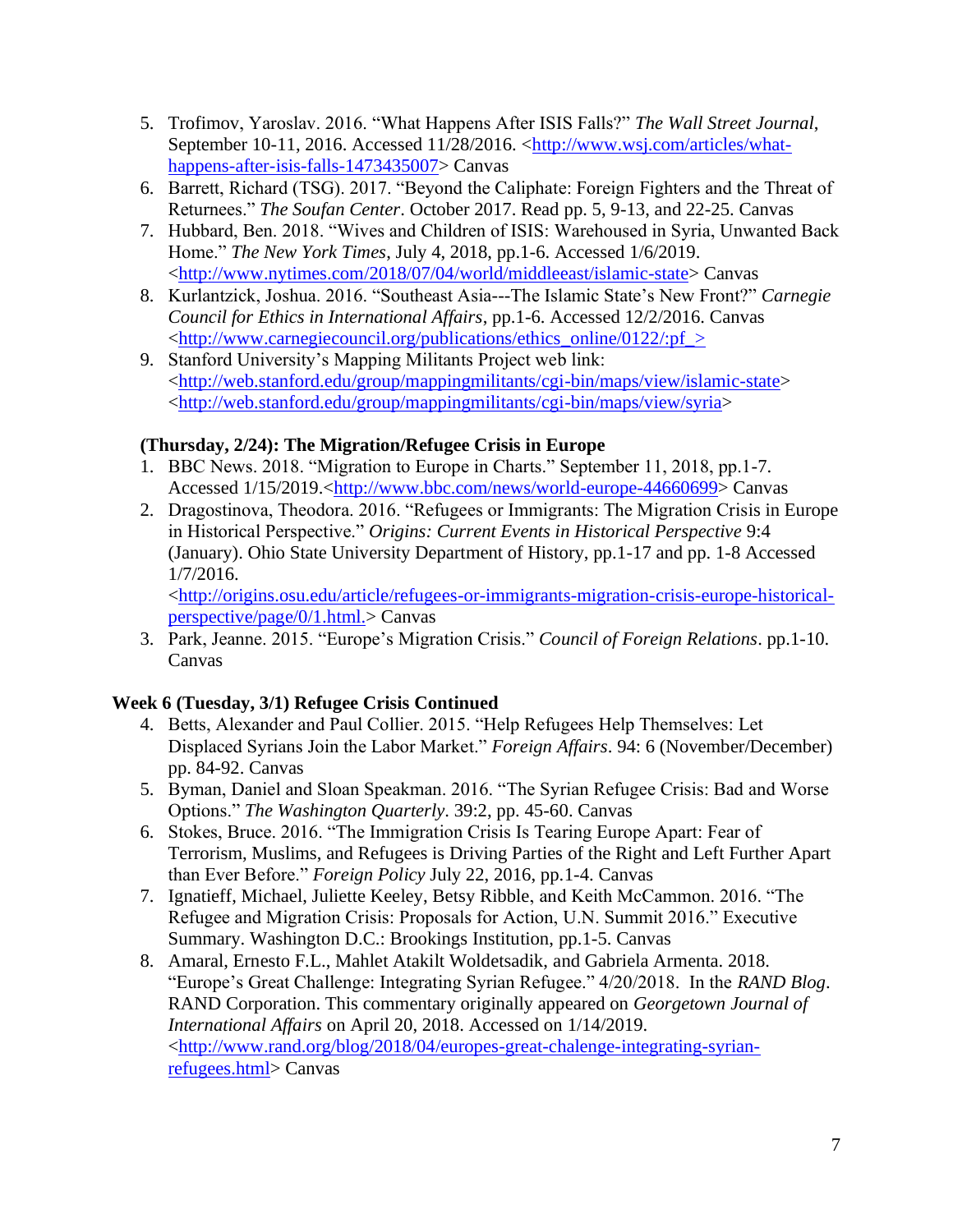5. Trofimov, Yaroslav. 2016. "What Happens After ISIS Falls?" *The Wall Street Journal*, September 10-11, 2016. Accessed 11/28/2016. <http://www.wsj.com/articles/what-happens-after-isis-falls-1473435007> Canvas
6. Barrett, Richard (TSG). 2017. "Beyond the Caliphate: Foreign Fighters and the Threat of Returnees." *The Soufan Center*. October 2017. Read pp. 5, 9-13, and 22-25. Canvas
7. Hubbard, Ben. 2018. "Wives and Children of ISIS: Warehoused in Syria, Unwanted Back Home." *The New York Times*, July 4, 2018, pp.1-6. Accessed 1/6/2019. <http://www.nytimes.com/2018/07/04/world/middleeast/islamic-state> Canvas
8. Kurlantzick, Joshua. 2016. "Southeast Asia---The Islamic State's New Front?" *Carnegie Council for Ethics in International Affairs*, pp.1-6. Accessed 12/2/2016. Canvas <http://www.carnegiecouncil.org/publications/ethics_online/0122/:pf_>
9. Stanford University's Mapping Militants Project web link: <http://web.stanford.edu/group/mappingmilitants/cgi-bin/maps/view/islamic-state> <http://web.stanford.edu/group/mappingmilitants/cgi-bin/maps/view/syria>

**(Thursday, 2/24): The Migration/Refugee Crisis in Europe**

1. BBC News. 2018. "Migration to Europe in Charts." September 11, 2018, pp.1-7. Accessed 1/15/2019.<http://www.bbc.com/news/world-europe-44660699> Canvas
2. Dragostinova, Theodora. 2016. "Refugees or Immigrants: The Migration Crisis in Europe in Historical Perspective." *Origins: Current Events in Historical Perspective* 9:4 (January). Ohio State University Department of History, pp.1-17 and pp. 1-8 Accessed 1/7/2016. <http://origins.osu.edu/article/refugees-or-immigrants-migration-crisis-europe-historical-perspective/page/0/1.html.> Canvas
3. Park, Jeanne. 2015. "Europe's Migration Crisis." *Council of Foreign Relations*. pp.1-10. Canvas

**Week 6 (Tuesday, 3/1) Refugee Crisis Continued**

4. Betts, Alexander and Paul Collier. 2015. "Help Refugees Help Themselves: Let Displaced Syrians Join the Labor Market." *Foreign Affairs*. 94: 6 (November/December) pp. 84-92. Canvas
5. Byman, Daniel and Sloan Speakman. 2016. "The Syrian Refugee Crisis: Bad and Worse Options." *The Washington Quarterly*. 39:2, pp. 45-60. Canvas
6. Stokes, Bruce. 2016. "The Immigration Crisis Is Tearing Europe Apart: Fear of Terrorism, Muslims, and Refugees is Driving Parties of the Right and Left Further Apart than Ever Before." *Foreign Policy* July 22, 2016, pp.1-4. Canvas
7. Ignatieff, Michael, Juliette Keeley, Betsy Ribble, and Keith McCammon. 2016. "The Refugee and Migration Crisis: Proposals for Action, U.N. Summit 2016." Executive Summary. Washington D.C.: Brookings Institution, pp.1-5. Canvas
8. Amaral, Ernesto F.L., Mahlet Atakilt Woldetsadik, and Gabriela Armenta. 2018. "Europe's Great Challenge: Integrating Syrian Refugee." 4/20/2018. In the *RAND Blog*. RAND Corporation. This commentary originally appeared on *Georgetown Journal of International Affairs* on April 20, 2018. Accessed on 1/14/2019. <http://www.rand.org/blog/2018/04/europes-great-chalenge-integrating-syrian-refugees.html> Canvas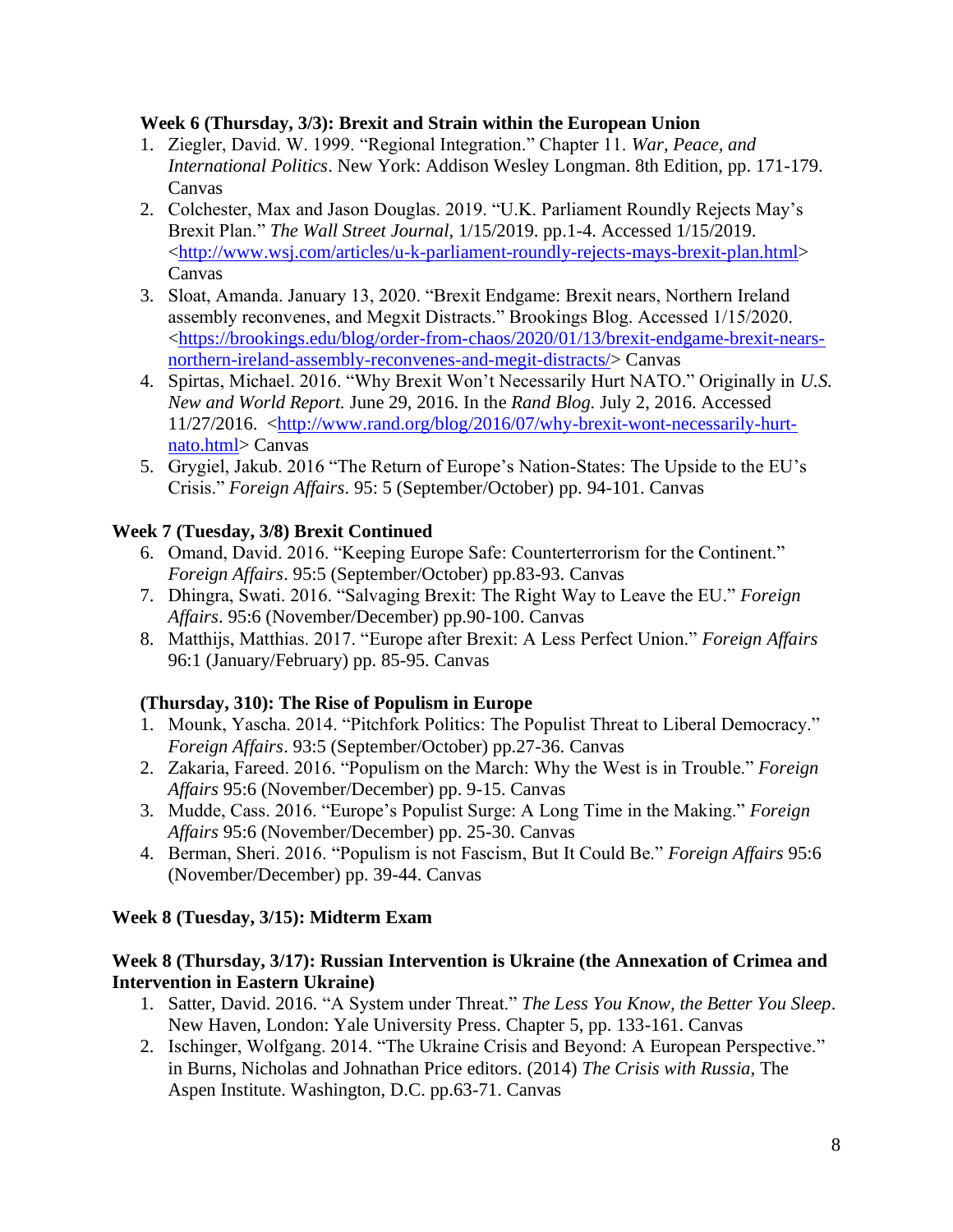**Week 6 (Thursday, 3/3): Brexit and Strain within the European Union**

1. Ziegler, David. W. 1999. "Regional Integration." Chapter 11. *War, Peace, and International Politics*. New York: Addison Wesley Longman. 8th Edition, pp. 171-179. Canvas
2. Colchester, Max and Jason Douglas. 2019. "U.K. Parliament Roundly Rejects May's Brexit Plan." *The Wall Street Journal*, 1/15/2019. pp.1-4. Accessed 1/15/2019. <http://www.wsj.com/articles/u-k-parliament-roundly-rejects-mays-brexit-plan.html> Canvas
3. Sloat, Amanda. January 13, 2020. "Brexit Endgame: Brexit nears, Northern Ireland assembly reconvenes, and Megxit Distracts." Brookings Blog. Accessed 1/15/2020. <https://brookings.edu/blog/order-from-chaos/2020/01/13/brexit-endgame-brexit-nears-northern-ireland-assembly-reconvenes-and-megit-distracts/> Canvas
4. Spirtas, Michael. 2016. "Why Brexit Won't Necessarily Hurt NATO." Originally in *U.S. New and World Report.* June 29, 2016. In the *Rand Blog.* July 2, 2016. Accessed 11/27/2016. <http://www.rand.org/blog/2016/07/why-brexit-wont-necessarily-hurt-nato.html> Canvas
5. Grygiel, Jakub. 2016 "The Return of Europe's Nation-States: The Upside to the EU's Crisis." *Foreign Affairs*. 95: 5 (September/October) pp. 94-101. Canvas

**Week 7 (Tuesday, 3/8) Brexit Continued**

6. Omand, David. 2016. "Keeping Europe Safe: Counterterrorism for the Continent." *Foreign Affairs*. 95:5 (September/October) pp.83-93. Canvas
7. Dhingra, Swati. 2016. "Salvaging Brexit: The Right Way to Leave the EU." *Foreign Affairs*. 95:6 (November/December) pp.90-100. Canvas
8. Matthijs, Matthias. 2017. "Europe after Brexit: A Less Perfect Union." *Foreign Affairs* 96:1 (January/February) pp. 85-95. Canvas

**(Thursday, 310): The Rise of Populism in Europe**

1. Mounk, Yascha. 2014. "Pitchfork Politics: The Populist Threat to Liberal Democracy." *Foreign Affairs*. 93:5 (September/October) pp.27-36. Canvas
2. Zakaria, Fareed. 2016. "Populism on the March: Why the West is in Trouble." *Foreign Affairs* 95:6 (November/December) pp. 9-15. Canvas
3. Mudde, Cass. 2016. "Europe's Populist Surge: A Long Time in the Making." *Foreign Affairs* 95:6 (November/December) pp. 25-30. Canvas
4. Berman, Sheri. 2016. "Populism is not Fascism, But It Could Be." *Foreign Affairs* 95:6 (November/December) pp. 39-44. Canvas

**Week 8 (Tuesday, 3/15): Midterm Exam**

**Week 8 (Thursday, 3/17): Russian Intervention is Ukraine (the Annexation of Crimea and Intervention in Eastern Ukraine)**

1. Satter, David. 2016. "A System under Threat." *The Less You Know, the Better You Sleep*. New Haven, London: Yale University Press. Chapter 5, pp. 133-161. Canvas
2. Ischinger, Wolfgang. 2014. "The Ukraine Crisis and Beyond: A European Perspective." in Burns, Nicholas and Johnathan Price editors. (2014) *The Crisis with Russia,* The Aspen Institute. Washington, D.C. pp.63-71. Canvas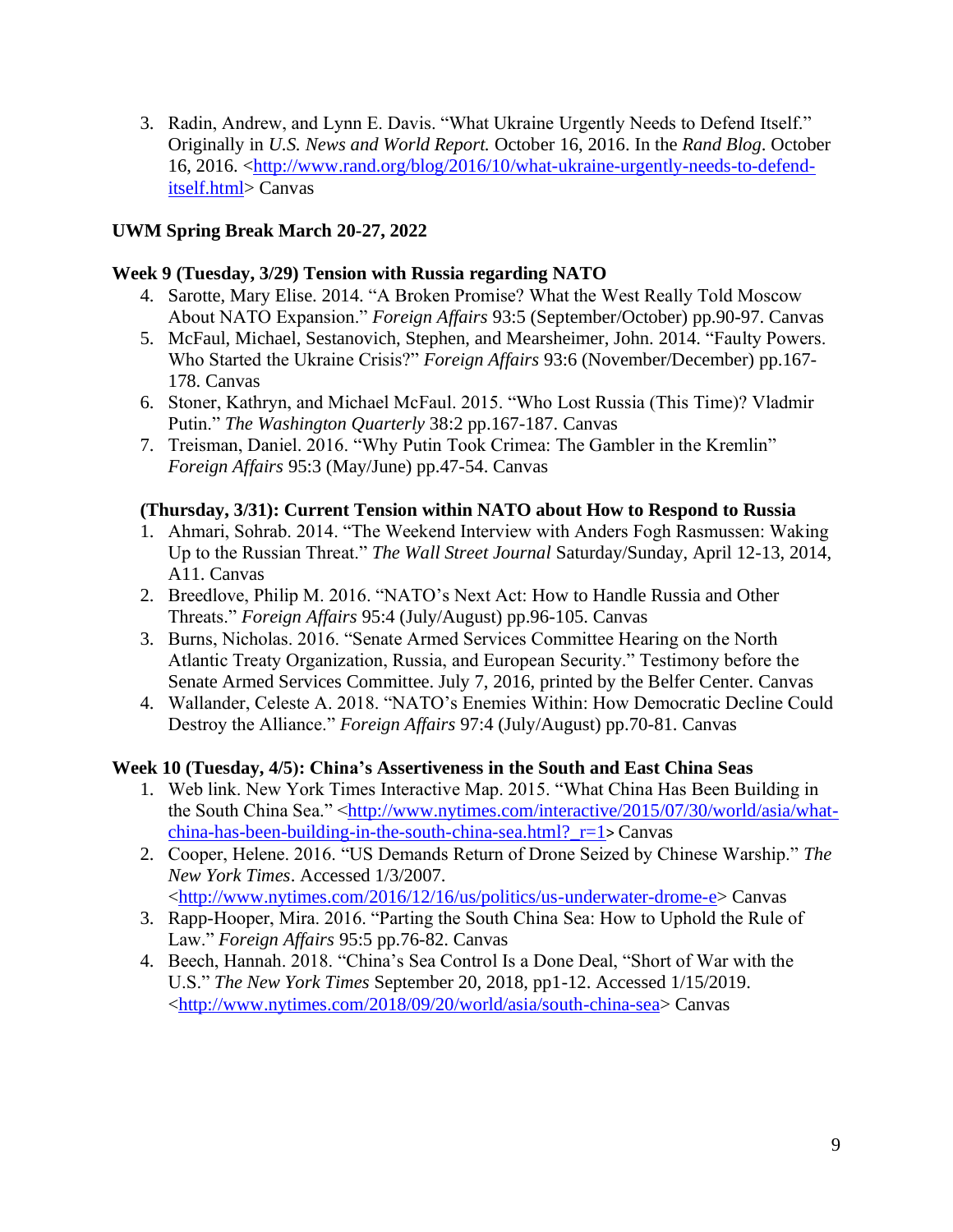3. Radin, Andrew, and Lynn E. Davis. "What Ukraine Urgently Needs to Defend Itself." Originally in *U.S. News and World Report.* October 16, 2016. In the *Rand Blog*. October 16, 2016. <http://www.rand.org/blog/2016/10/what-ukraine-urgently-needs-to-defend-itself.html> Canvas

**UWM Spring Break March 20-27, 2022**

**Week 9 (Tuesday, 3/29) Tension with Russia regarding NATO**

4. Sarotte, Mary Elise. 2014. "A Broken Promise? What the West Really Told Moscow About NATO Expansion." *Foreign Affairs* 93:5 (September/October) pp.90-97. Canvas
5. McFaul, Michael, Sestanovich, Stephen, and Mearsheimer, John. 2014. "Faulty Powers. Who Started the Ukraine Crisis?" *Foreign Affairs* 93:6 (November/December) pp.167-178. Canvas
6. Stoner, Kathryn, and Michael McFaul. 2015. "Who Lost Russia (This Time)? Vladmir Putin." *The Washington Quarterly* 38:2 pp.167-187. Canvas
7. Treisman, Daniel. 2016. "Why Putin Took Crimea: The Gambler in the Kremlin" *Foreign Affairs* 95:3 (May/June) pp.47-54. Canvas

**(Thursday, 3/31): Current Tension within NATO about How to Respond to Russia**

1. Ahmari, Sohrab. 2014. "The Weekend Interview with Anders Fogh Rasmussen: Waking Up to the Russian Threat." *The Wall Street Journal* Saturday/Sunday, April 12-13, 2014, A11. Canvas
2. Breedlove, Philip M. 2016. "NATO's Next Act: How to Handle Russia and Other Threats." *Foreign Affairs* 95:4 (July/August) pp.96-105. Canvas
3. Burns, Nicholas. 2016. "Senate Armed Services Committee Hearing on the North Atlantic Treaty Organization, Russia, and European Security." Testimony before the Senate Armed Services Committee. July 7, 2016, printed by the Belfer Center. Canvas
4. Wallander, Celeste A. 2018. "NATO's Enemies Within: How Democratic Decline Could Destroy the Alliance." *Foreign Affairs* 97:4 (July/August) pp.70-81. Canvas

**Week 10 (Tuesday, 4/5): China's Assertiveness in the South and East China Seas**

1. Web link. New York Times Interactive Map. 2015. "What China Has Been Building in the South China Sea." <http://www.nytimes.com/interactive/2015/07/30/world/asia/what-china-has-been-building-in-the-south-china-sea.html?_r=1> Canvas
2. Cooper, Helene. 2016. "US Demands Return of Drone Seized by Chinese Warship." *The New York Times*. Accessed 1/3/2007. <http://www.nytimes.com/2016/12/16/us/politics/us-underwater-drome-e> Canvas
3. Rapp-Hooper, Mira. 2016. "Parting the South China Sea: How to Uphold the Rule of Law." *Foreign Affairs* 95:5 pp.76-82. Canvas
4. Beech, Hannah. 2018. "China's Sea Control Is a Done Deal, "Short of War with the U.S." *The New York Times* September 20, 2018, pp1-12. Accessed 1/15/2019. <http://www.nytimes.com/2018/09/20/world/asia/south-china-sea> Canvas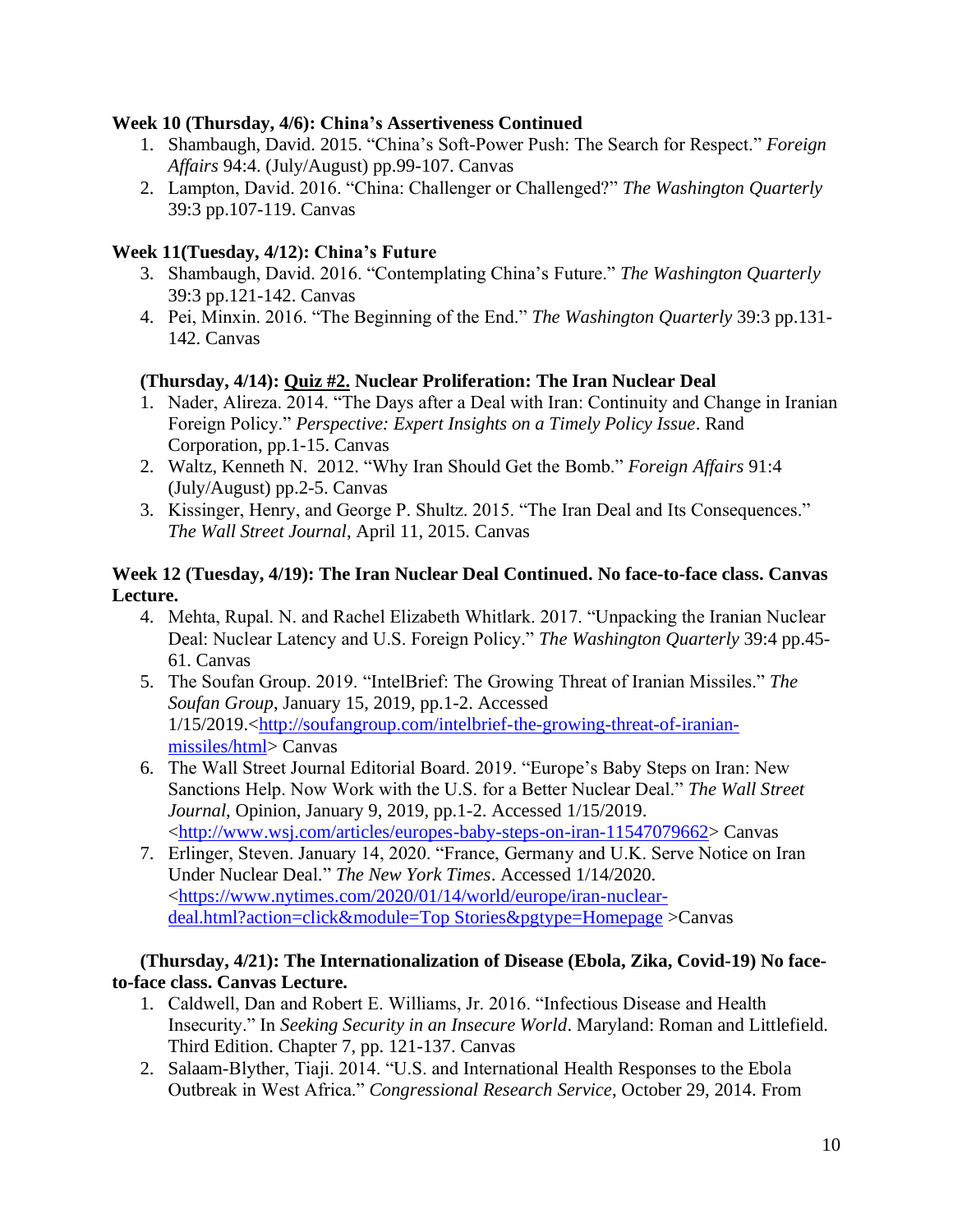**Week 10 (Thursday, 4/6): China's Assertiveness Continued**

1. Shambaugh, David. 2015. "China's Soft-Power Push: The Search for Respect." *Foreign Affairs* 94:4. (July/August) pp.99-107. Canvas
2. Lampton, David. 2016. "China: Challenger or Challenged?" *The Washington Quarterly* 39:3 pp.107-119. Canvas

**Week 11(Tuesday, 4/12): China's Future**

3. Shambaugh, David. 2016. "Contemplating China's Future." *The Washington Quarterly* 39:3 pp.121-142. Canvas
4. Pei, Minxin. 2016. "The Beginning of the End." *The Washington Quarterly* 39:3 pp.131-142. Canvas

**(Thursday, 4/14): <u>Quiz #2.</u> Nuclear Proliferation: The Iran Nuclear Deal**

1. Nader, Alireza. 2014. "The Days after a Deal with Iran: Continuity and Change in Iranian Foreign Policy." *Perspective: Expert Insights on a Timely Policy Issue*. Rand Corporation, pp.1-15. Canvas
2. Waltz, Kenneth N. 2012. "Why Iran Should Get the Bomb." *Foreign Affairs* 91:4 (July/August) pp.2-5. Canvas
3. Kissinger, Henry, and George P. Shultz. 2015. "The Iran Deal and Its Consequences." *The Wall Street Journal*, April 11, 2015. Canvas

**Week 12 (Tuesday, 4/19): The Iran Nuclear Deal Continued. No face-to-face class. Canvas Lecture.**

4. Mehta, Rupal. N. and Rachel Elizabeth Whitlark. 2017. "Unpacking the Iranian Nuclear Deal: Nuclear Latency and U.S. Foreign Policy." *The Washington Quarterly* 39:4 pp.45-61. Canvas
5. The Soufan Group. 2019. "IntelBrief: The Growing Threat of Iranian Missiles." *The Soufan Group*, January 15, 2019, pp.1-2. Accessed 1/15/2019.<[http://soufangroup.com/intelbrief-the-growing-threat-of-iranian-missiles/html](http://soufangroup.com/intelbrief-the-growing-threat-of-iranian-missiles/html)> Canvas
6. The Wall Street Journal Editorial Board. 2019. "Europe's Baby Steps on Iran: New Sanctions Help. Now Work with the U.S. for a Better Nuclear Deal." *The Wall Street Journal*, Opinion, January 9, 2019, pp.1-2. Accessed 1/15/2019. <[http://www.wsj.com/articles/europes-baby-steps-on-iran-11547079662](http://www.wsj.com/articles/europes-baby-steps-on-iran-11547079662)> Canvas
7. Erlinger, Steven. January 14, 2020. "France, Germany and U.K. Serve Notice on Iran Under Nuclear Deal." *The New York Times*. Accessed 1/14/2020. <[https://www.nytimes.com/2020/01/14/world/europe/iran-nuclear-deal.html?action=click&module=Top Stories&pgtype=Homepage](https://www.nytimes.com/2020/01/14/world/europe/iran-nuclear-deal.html?action=click&module=Top%20Stories&pgtype=Homepage) >Canvas

**(Thursday, 4/21): The Internationalization of Disease (Ebola, Zika, Covid-19) No face-to-face class. Canvas Lecture.**

1. Caldwell, Dan and Robert E. Williams, Jr. 2016. "Infectious Disease and Health Insecurity." In *Seeking Security in an Insecure World*. Maryland: Roman and Littlefield. Third Edition. Chapter 7, pp. 121-137. Canvas
2. Salaam-Blyther, Tiaji. 2014. "U.S. and International Health Responses to the Ebola Outbreak in West Africa." *Congressional Research Service*, October 29, 2014. From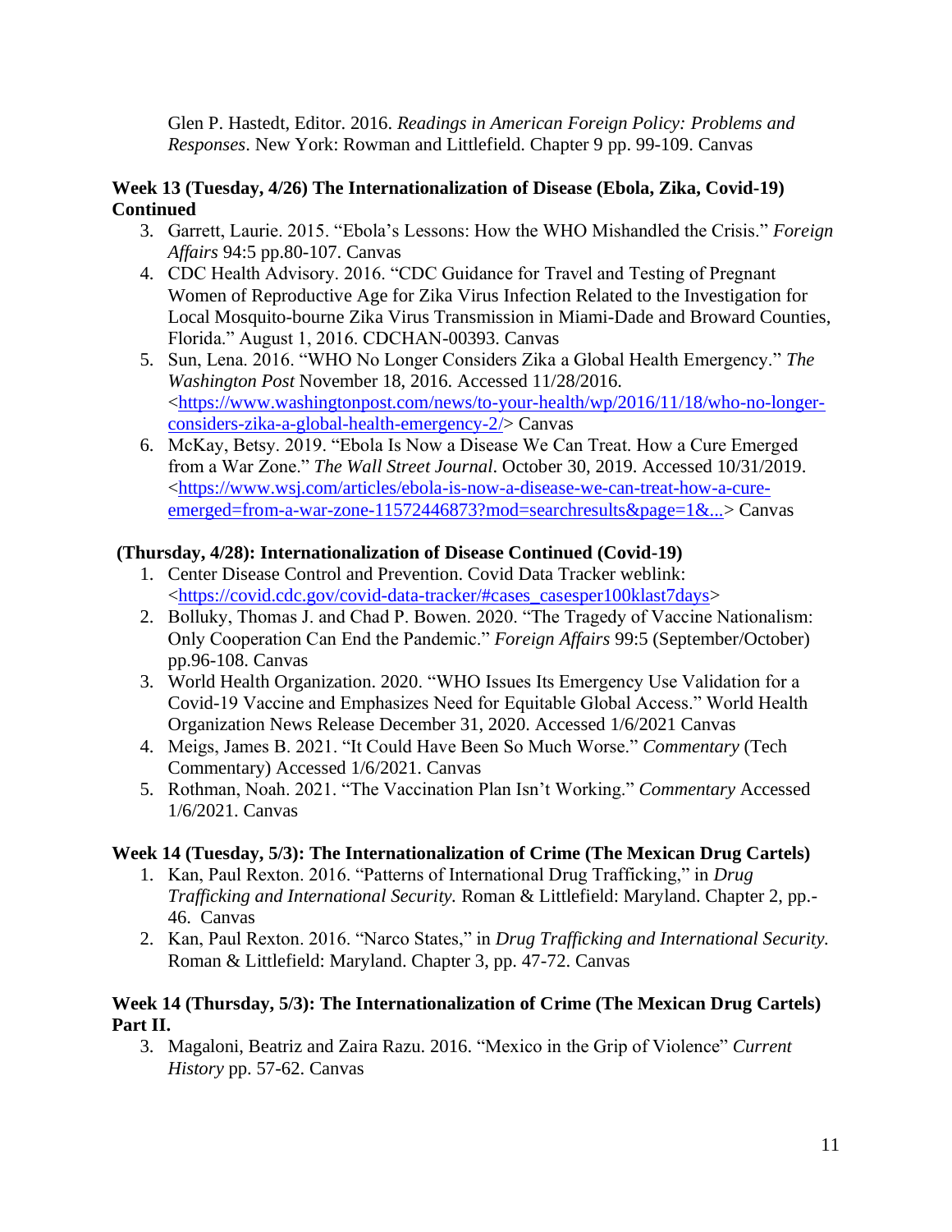Glen P. Hastedt, Editor. 2016. *Readings in American Foreign Policy: Problems and Responses*. New York: Rowman and Littlefield. Chapter 9 pp. 99-109. Canvas

**Week 13 (Tuesday, 4/26) The Internationalization of Disease (Ebola, Zika, Covid-19) Continued**

3. Garrett, Laurie. 2015. "Ebola's Lessons: How the WHO Mishandled the Crisis." *Foreign Affairs* 94:5 pp.80-107. Canvas
4. CDC Health Advisory. 2016. "CDC Guidance for Travel and Testing of Pregnant Women of Reproductive Age for Zika Virus Infection Related to the Investigation for Local Mosquito-bourne Zika Virus Transmission in Miami-Dade and Broward Counties, Florida." August 1, 2016. CDCHAN-00393. Canvas
5. Sun, Lena. 2016. "WHO No Longer Considers Zika a Global Health Emergency." *The Washington Post* November 18, 2016. Accessed 11/28/2016. <https://www.washingtonpost.com/news/to-your-health/wp/2016/11/18/who-no-longer-considers-zika-a-global-health-emergency-2/> Canvas
6. McKay, Betsy. 2019. "Ebola Is Now a Disease We Can Treat. How a Cure Emerged from a War Zone." *The Wall Street Journal*. October 30, 2019. Accessed 10/31/2019. <https://www.wsj.com/articles/ebola-is-now-a-disease-we-can-treat-how-a-cure-emerged=from-a-war-zone-11572446873?mod=searchresults&page=1&...> Canvas

**(Thursday, 4/28): Internationalization of Disease Continued (Covid-19)**

1. Center Disease Control and Prevention. Covid Data Tracker weblink: <https://covid.cdc.gov/covid-data-tracker/#cases_casesper100klast7days>
2. Bolluky, Thomas J. and Chad P. Bowen. 2020. "The Tragedy of Vaccine Nationalism: Only Cooperation Can End the Pandemic." *Foreign Affairs* 99:5 (September/October) pp.96-108. Canvas
3. World Health Organization. 2020. "WHO Issues Its Emergency Use Validation for a Covid-19 Vaccine and Emphasizes Need for Equitable Global Access." World Health Organization News Release December 31, 2020. Accessed 1/6/2021 Canvas
4. Meigs, James B. 2021. "It Could Have Been So Much Worse." *Commentary* (Tech Commentary) Accessed 1/6/2021. Canvas
5. Rothman, Noah. 2021. "The Vaccination Plan Isn't Working." *Commentary* Accessed 1/6/2021. Canvas

**Week 14 (Tuesday, 5/3): The Internationalization of Crime (The Mexican Drug Cartels)**

1. Kan, Paul Rexton. 2016. "Patterns of International Drug Trafficking," in *Drug Trafficking and International Security.* Roman & Littlefield: Maryland. Chapter 2, pp.-46. Canvas
2. Kan, Paul Rexton. 2016. "Narco States," in *Drug Trafficking and International Security.* Roman & Littlefield: Maryland. Chapter 3, pp. 47-72. Canvas

**Week 14 (Thursday, 5/3): The Internationalization of Crime (The Mexican Drug Cartels) Part II.**

3. Magaloni, Beatriz and Zaira Razu. 2016. "Mexico in the Grip of Violence" *Current History* pp. 57-62. Canvas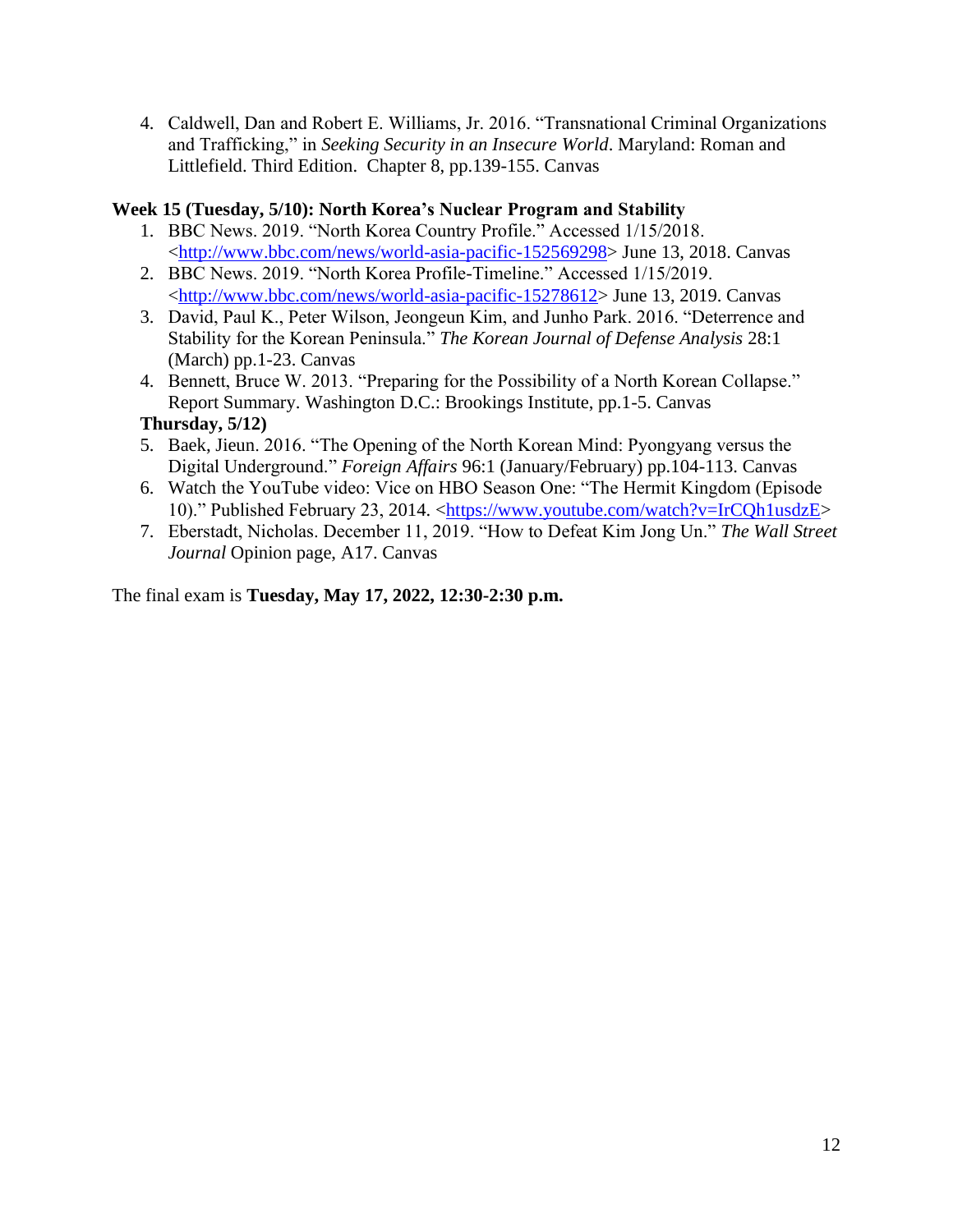4. Caldwell, Dan and Robert E. Williams, Jr. 2016. "Transnational Criminal Organizations and Trafficking," in *Seeking Security in an Insecure World*. Maryland: Roman and Littlefield. Third Edition. Chapter 8, pp.139-155. Canvas

**Week 15 (Tuesday, 5/10): North Korea's Nuclear Program and Stability**

1. BBC News. 2019. "North Korea Country Profile." Accessed 1/15/2018. <http://www.bbc.com/news/world-asia-pacific-152569298> June 13, 2018. Canvas
2. BBC News. 2019. "North Korea Profile-Timeline." Accessed 1/15/2019. <http://www.bbc.com/news/world-asia-pacific-15278612> June 13, 2019. Canvas
3. David, Paul K., Peter Wilson, Jeongeun Kim, and Junho Park. 2016. "Deterrence and Stability for the Korean Peninsula." *The Korean Journal of Defense Analysis* 28:1 (March) pp.1-23. Canvas
4. Bennett, Bruce W. 2013. "Preparing for the Possibility of a North Korean Collapse." Report Summary. Washington D.C.: Brookings Institute, pp.1-5. Canvas

**Thursday, 5/12)**

5. Baek, Jieun. 2016. "The Opening of the North Korean Mind: Pyongyang versus the Digital Underground." *Foreign Affairs* 96:1 (January/February) pp.104-113. Canvas
6. Watch the YouTube video: Vice on HBO Season One: "The Hermit Kingdom (Episode 10)." Published February 23, 2014. <https://www.youtube.com/watch?v=IrCQh1usdzE>
7. Eberstadt, Nicholas. December 11, 2019. "How to Defeat Kim Jong Un." *The Wall Street Journal* Opinion page, A17. Canvas

The final exam is **Tuesday, May 17, 2022, 12:30-2:30 p.m.**